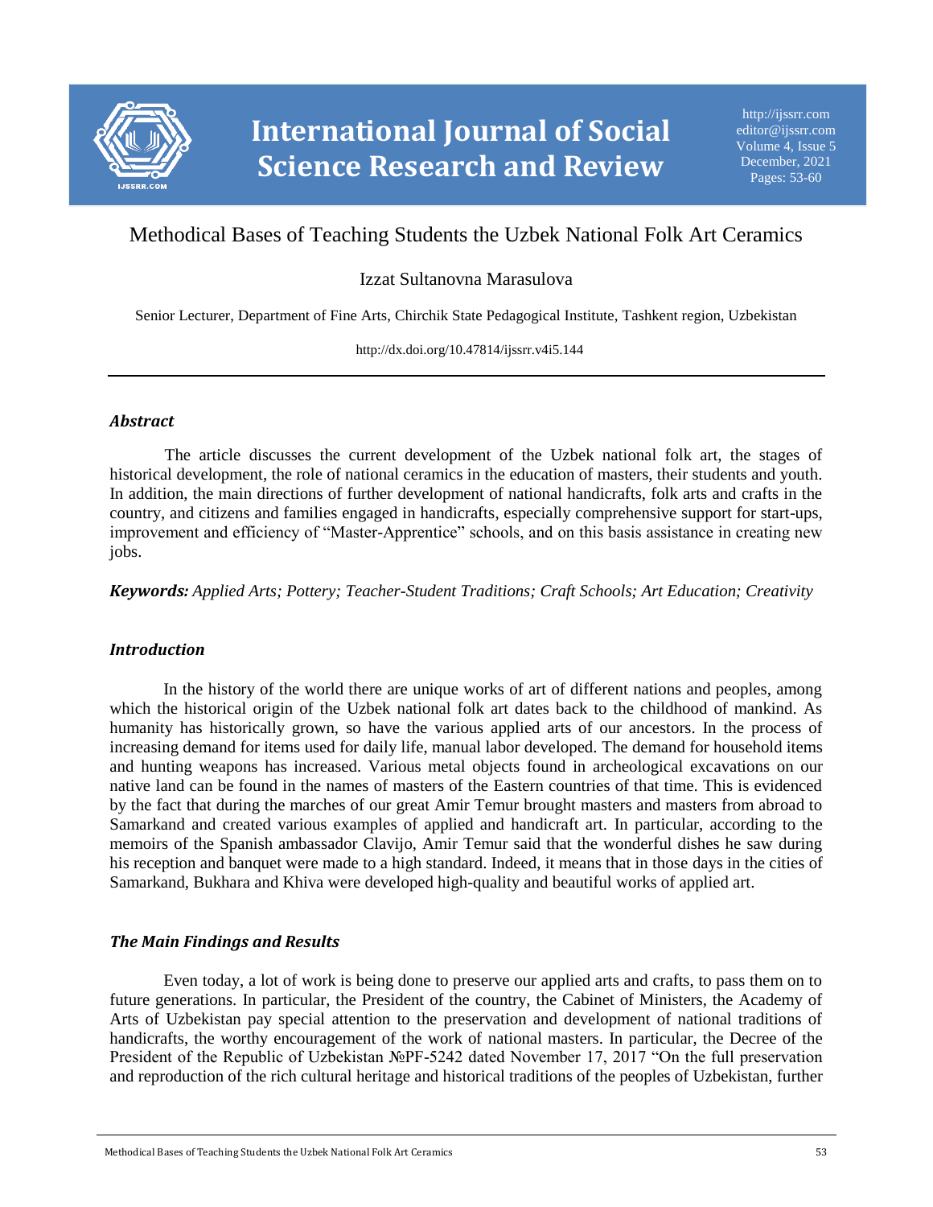# Methodical Bases of Teaching Students the Uzbek National Folk Art Ceramics

Izzat Sultanovna Marasulova

Senior Lecturer, Department of Fine Arts, Chirchik State Pedagogical Institute, Tashkent region, Uzbekistan

http://dx.doi.org/10.47814/ijssrr.v4i5.144

---

## *Abstract*

The article discusses the current development of the Uzbek national folk art, the stages of historical development, the role of national ceramics in the education of masters, their students and youth. In addition, the main directions of further development of national handicrafts, folk arts and crafts in the country, and citizens and families engaged in handicrafts, especially comprehensive support for start-ups, improvement and efficiency of "Master-Apprentice" schools, and on this basis assistance in creating new jobs.

***Keywords:*** *Applied Arts; Pottery; Teacher-Student Traditions; Craft Schools; Art Education; Creativity*

## *Introduction*

In the history of the world there are unique works of art of different nations and peoples, among which the historical origin of the Uzbek national folk art dates back to the childhood of mankind. As humanity has historically grown, so have the various applied arts of our ancestors. In the process of increasing demand for items used for daily life, manual labor developed. The demand for household items and hunting weapons has increased. Various metal objects found in archeological excavations on our native land can be found in the names of masters of the Eastern countries of that time. This is evidenced by the fact that during the marches of our great Amir Temur brought masters and masters from abroad to Samarkand and created various examples of applied and handicraft art. In particular, according to the memoirs of the Spanish ambassador Clavijo, Amir Temur said that the wonderful dishes he saw during his reception and banquet were made to a high standard. Indeed, it means that in those days in the cities of Samarkand, Bukhara and Khiva were developed high-quality and beautiful works of applied art.

## *The Main Findings and Results*

Even today, a lot of work is being done to preserve our applied arts and crafts, to pass them on to future generations. In particular, the President of the country, the Cabinet of Ministers, the Academy of Arts of Uzbekistan pay special attention to the preservation and development of national traditions of handicrafts, the worthy encouragement of the work of national masters. In particular, the Decree of the President of the Republic of Uzbekistan №PF-5242 dated November 17, 2017 "On the full preservation and reproduction of the rich cultural heritage and historical traditions of the peoples of Uzbekistan, further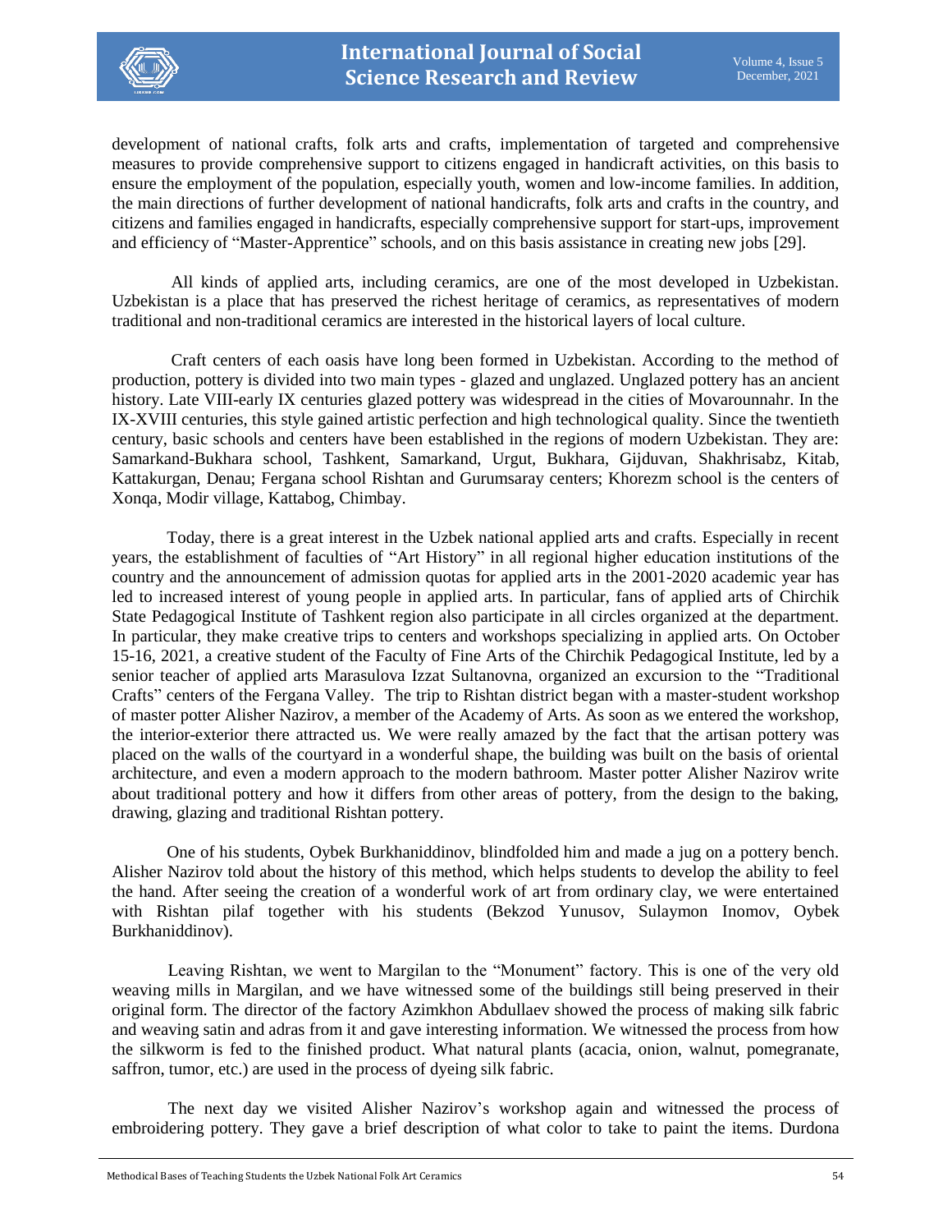development of national crafts, folk arts and crafts, implementation of targeted and comprehensive measures to provide comprehensive support to citizens engaged in handicraft activities, on this basis to ensure the employment of the population, especially youth, women and low-income families. In addition, the main directions of further development of national handicrafts, folk arts and crafts in the country, and citizens and families engaged in handicrafts, especially comprehensive support for start-ups, improvement and efficiency of "Master-Apprentice" schools, and on this basis assistance in creating new jobs [29].

All kinds of applied arts, including ceramics, are one of the most developed in Uzbekistan. Uzbekistan is a place that has preserved the richest heritage of ceramics, as representatives of modern traditional and non-traditional ceramics are interested in the historical layers of local culture.

Craft centers of each oasis have long been formed in Uzbekistan. According to the method of production, pottery is divided into two main types - glazed and unglazed. Unglazed pottery has an ancient history. Late VIII-early IX centuries glazed pottery was widespread in the cities of Movarounnahr. In the IX-XVIII centuries, this style gained artistic perfection and high technological quality. Since the twentieth century, basic schools and centers have been established in the regions of modern Uzbekistan. They are: Samarkand-Bukhara school, Tashkent, Samarkand, Urgut, Bukhara, Gijduvan, Shakhrisabz, Kitab, Kattakurgan, Denau; Fergana school Rishtan and Gurumsaray centers; Khorezm school is the centers of Xonqa, Modir village, Kattabog, Chimbay.

Today, there is a great interest in the Uzbek national applied arts and crafts. Especially in recent years, the establishment of faculties of "Art History" in all regional higher education institutions of the country and the announcement of admission quotas for applied arts in the 2001-2020 academic year has led to increased interest of young people in applied arts. In particular, fans of applied arts of Chirchik State Pedagogical Institute of Tashkent region also participate in all circles organized at the department. In particular, they make creative trips to centers and workshops specializing in applied arts. On October 15-16, 2021, a creative student of the Faculty of Fine Arts of the Chirchik Pedagogical Institute, led by a senior teacher of applied arts Marasulova Izzat Sultanovna, organized an excursion to the "Traditional Crafts" centers of the Fergana Valley. The trip to Rishtan district began with a master-student workshop of master potter Alisher Nazirov, a member of the Academy of Arts. As soon as we entered the workshop, the interior-exterior there attracted us. We were really amazed by the fact that the artisan pottery was placed on the walls of the courtyard in a wonderful shape, the building was built on the basis of oriental architecture, and even a modern approach to the modern bathroom. Master potter Alisher Nazirov write about traditional pottery and how it differs from other areas of pottery, from the design to the baking, drawing, glazing and traditional Rishtan pottery.

One of his students, Oybek Burkhaniddinov, blindfolded him and made a jug on a pottery bench. Alisher Nazirov told about the history of this method, which helps students to develop the ability to feel the hand. After seeing the creation of a wonderful work of art from ordinary clay, we were entertained with Rishtan pilaf together with his students (Bekzod Yunusov, Sulaymon Inomov, Oybek Burkhaniddinov).

Leaving Rishtan, we went to Margilan to the "Monument" factory. This is one of the very old weaving mills in Margilan, and we have witnessed some of the buildings still being preserved in their original form. The director of the factory Azimkhon Abdullaev showed the process of making silk fabric and weaving satin and adras from it and gave interesting information. We witnessed the process from how the silkworm is fed to the finished product. What natural plants (acacia, onion, walnut, pomegranate, saffron, tumor, etc.) are used in the process of dyeing silk fabric.

The next day we visited Alisher Nazirov's workshop again and witnessed the process of embroidering pottery. They gave a brief description of what color to take to paint the items. Durdona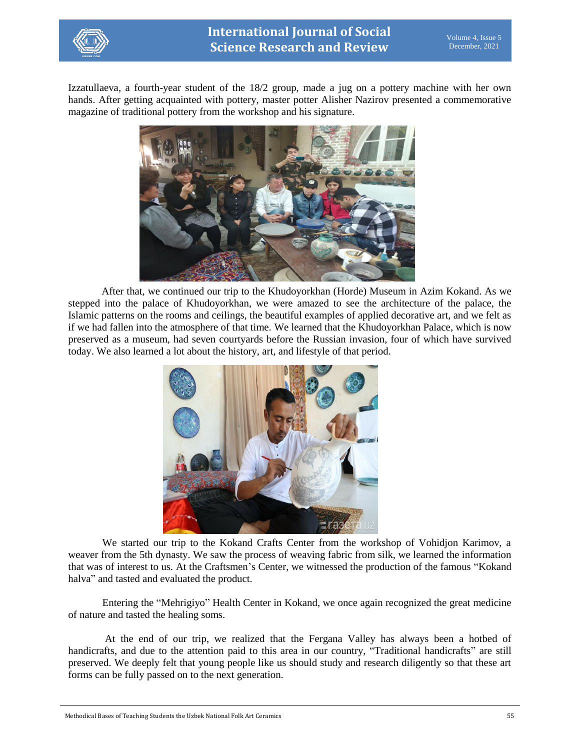Izzatullaeva, a fourth-year student of the 18/2 group, made a jug on a pottery machine with her own hands. After getting acquainted with pottery, master potter Alisher Nazirov presented a commemorative magazine of traditional pottery from the workshop and his signature.

After that, we continued our trip to the Khudoyorkhan (Horde) Museum in Azim Kokand. As we stepped into the palace of Khudoyorkhan, we were amazed to see the architecture of the palace, the Islamic patterns on the rooms and ceilings, the beautiful examples of applied decorative art, and we felt as if we had fallen into the atmosphere of that time. We learned that the Khudoyorkhan Palace, which is now preserved as a museum, had seven courtyards before the Russian invasion, four of which have survived today. We also learned a lot about the history, art, and lifestyle of that period.

We started our trip to the Kokand Crafts Center from the workshop of Vohidjon Karimov, a weaver from the 5th dynasty. We saw the process of weaving fabric from silk, we learned the information that was of interest to us. At the Craftsmen's Center, we witnessed the production of the famous "Kokand halva" and tasted and evaluated the product.

Entering the "Mehrigiyo" Health Center in Kokand, we once again recognized the great medicine of nature and tasted the healing soms.

At the end of our trip, we realized that the Fergana Valley has always been a hotbed of handicrafts, and due to the attention paid to this area in our country, "Traditional handicrafts" are still preserved. We deeply felt that young people like us should study and research diligently so that these art forms can be fully passed on to the next generation.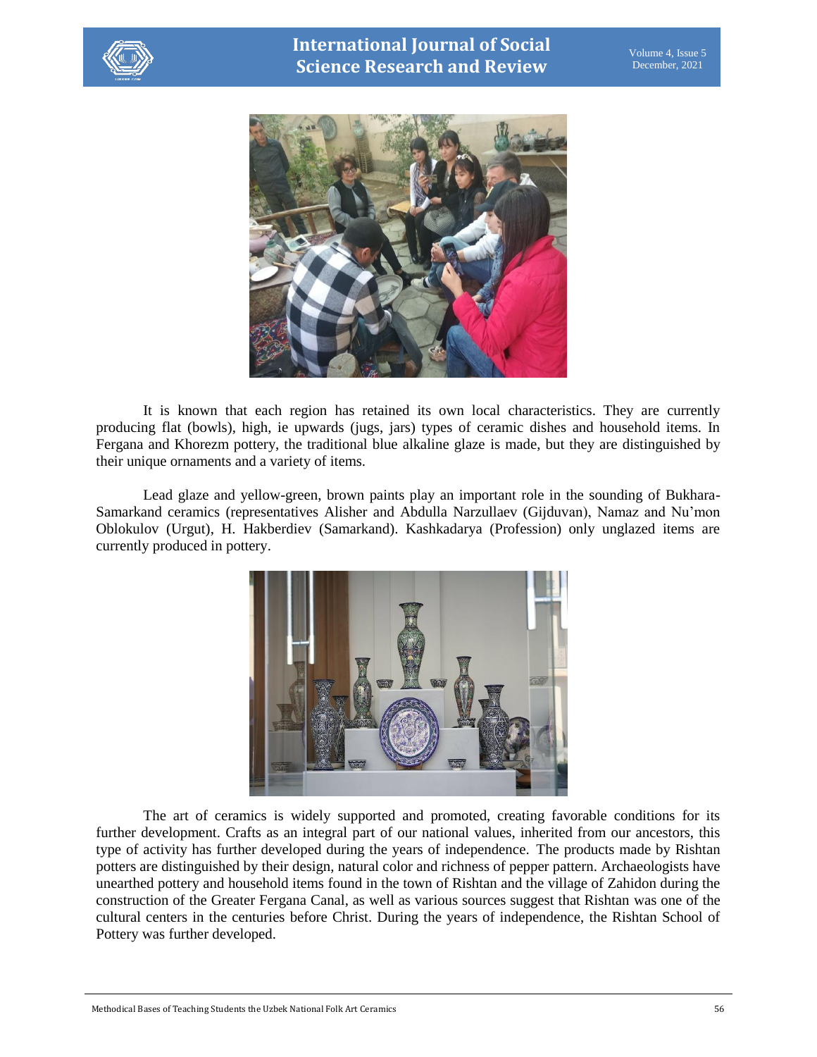It is known that each region has retained its own local characteristics. They are currently producing flat (bowls), high, ie upwards (jugs, jars) types of ceramic dishes and household items. In Fergana and Khorezm pottery, the traditional blue alkaline glaze is made, but they are distinguished by their unique ornaments and a variety of items.

Lead glaze and yellow-green, brown paints play an important role in the sounding of Bukhara-Samarkand ceramics (representatives Alisher and Abdulla Narzullaev (Gijduvan), Namaz and Nu'mon Oblokulov (Urgut), H. Hakberdiev (Samarkand). Kashkadarya (Profession) only unglazed items are currently produced in pottery.

The art of ceramics is widely supported and promoted, creating favorable conditions for its further development. Crafts as an integral part of our national values, inherited from our ancestors, this type of activity has further developed during the years of independence. The products made by Rishtan potters are distinguished by their design, natural color and richness of pepper pattern. Archaeologists have unearthed pottery and household items found in the town of Rishtan and the village of Zahidon during the construction of the Greater Fergana Canal, as well as various sources suggest that Rishtan was one of the cultural centers in the centuries before Christ. During the years of independence, the Rishtan School of Pottery was further developed.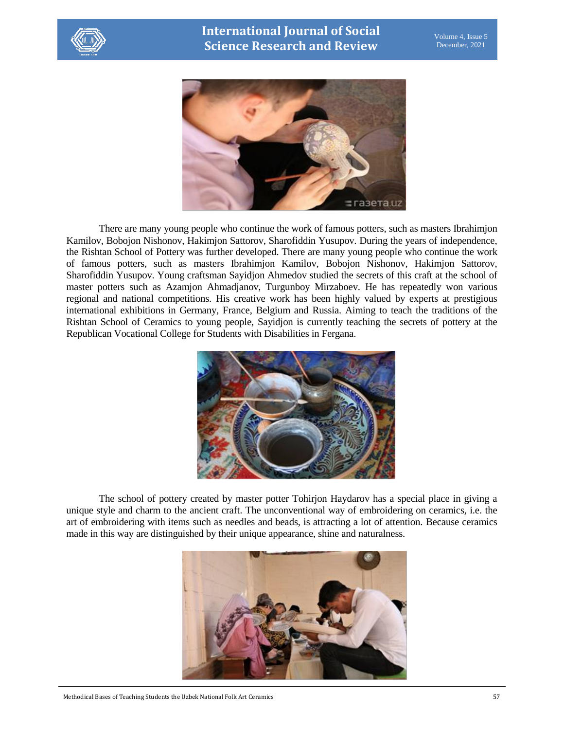There are many young people who continue the work of famous potters, such as masters Ibrahimjon Kamilov, Bobojon Nishonov, Hakimjon Sattorov, Sharofiddin Yusupov. During the years of independence, the Rishtan School of Pottery was further developed. There are many young people who continue the work of famous potters, such as masters Ibrahimjon Kamilov, Bobojon Nishonov, Hakimjon Sattorov, Sharofiddin Yusupov. Young craftsman Sayidjon Ahmedov studied the secrets of this craft at the school of master potters such as Azamjon Ahmadjanov, Turgunboy Mirzaboev. He has repeatedly won various regional and national competitions. His creative work has been highly valued by experts at prestigious international exhibitions in Germany, France, Belgium and Russia. Aiming to teach the traditions of the Rishtan School of Ceramics to young people, Sayidjon is currently teaching the secrets of pottery at the Republican Vocational College for Students with Disabilities in Fergana.

The school of pottery created by master potter Tohirjon Haydarov has a special place in giving a unique style and charm to the ancient craft. The unconventional way of embroidering on ceramics, i.e. the art of embroidering with items such as needles and beads, is attracting a lot of attention. Because ceramics made in this way are distinguished by their unique appearance, shine and naturalness.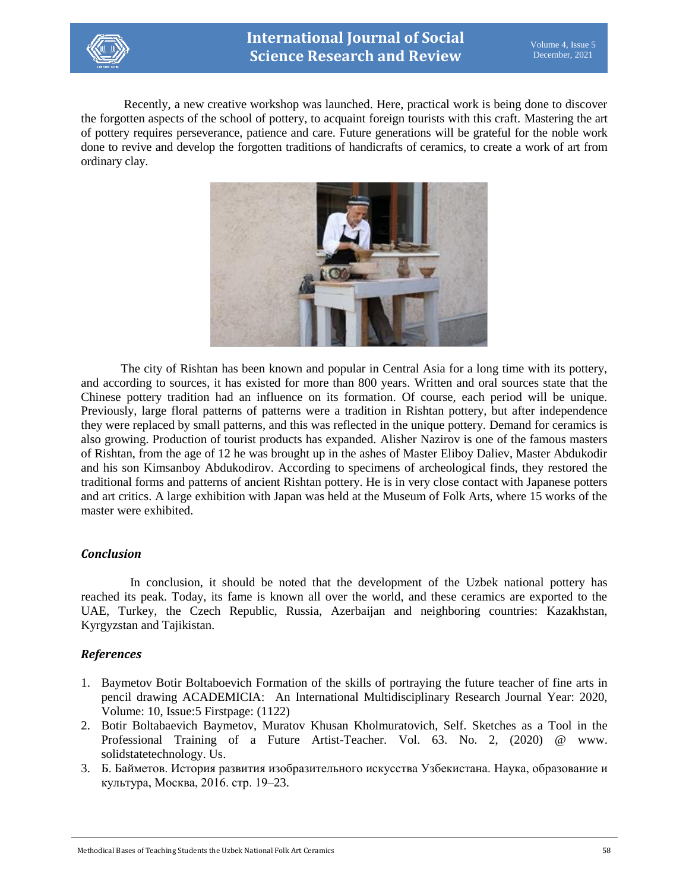Recently, a new creative workshop was launched. Here, practical work is being done to discover the forgotten aspects of the school of pottery, to acquaint foreign tourists with this craft. Mastering the art of pottery requires perseverance, patience and care. Future generations will be grateful for the noble work done to revive and develop the forgotten traditions of handicrafts of ceramics, to create a work of art from ordinary clay.

The city of Rishtan has been known and popular in Central Asia for a long time with its pottery, and according to sources, it has existed for more than 800 years. Written and oral sources state that the Chinese pottery tradition had an influence on its formation. Of course, each period will be unique. Previously, large floral patterns of patterns were a tradition in Rishtan pottery, but after independence they were replaced by small patterns, and this was reflected in the unique pottery. Demand for ceramics is also growing. Production of tourist products has expanded. Alisher Nazirov is one of the famous masters of Rishtan, from the age of 12 he was brought up in the ashes of Master Eliboy Daliev, Master Abdukodir and his son Kimsanboy Abdukodirov. According to specimens of archeological finds, they restored the traditional forms and patterns of ancient Rishtan pottery. He is in very close contact with Japanese potters and art critics. A large exhibition with Japan was held at the Museum of Folk Arts, where 15 works of the master were exhibited.

### *Conclusion*

In conclusion, it should be noted that the development of the Uzbek national pottery has reached its peak. Today, its fame is known all over the world, and these ceramics are exported to the UAE, Turkey, the Czech Republic, Russia, Azerbaijan and neighboring countries: Kazakhstan, Kyrgyzstan and Tajikistan.

### *References*

1. Baymetov Botir Boltaboevich Formation of the skills of portraying the future teacher of fine arts in pencil drawing ACADEMICIA: An International Multidisciplinary Research Journal Year: 2020, Volume: 10, Issue:5 Firstpage: (1122)
2. Botir Boltabaevich Baymetov, Muratov Khusan Kholmuratovich, Self. Sketches as a Tool in the Professional Training of a Future Artist-Teacher. Vol. 63. No. 2, (2020) @ www. solidstatetechnology. Us.
3. Б. Байметов. История развития изобразительного искусства Узбекистана. Наука, образование и культура, Москва, 2016. стр. 19–23.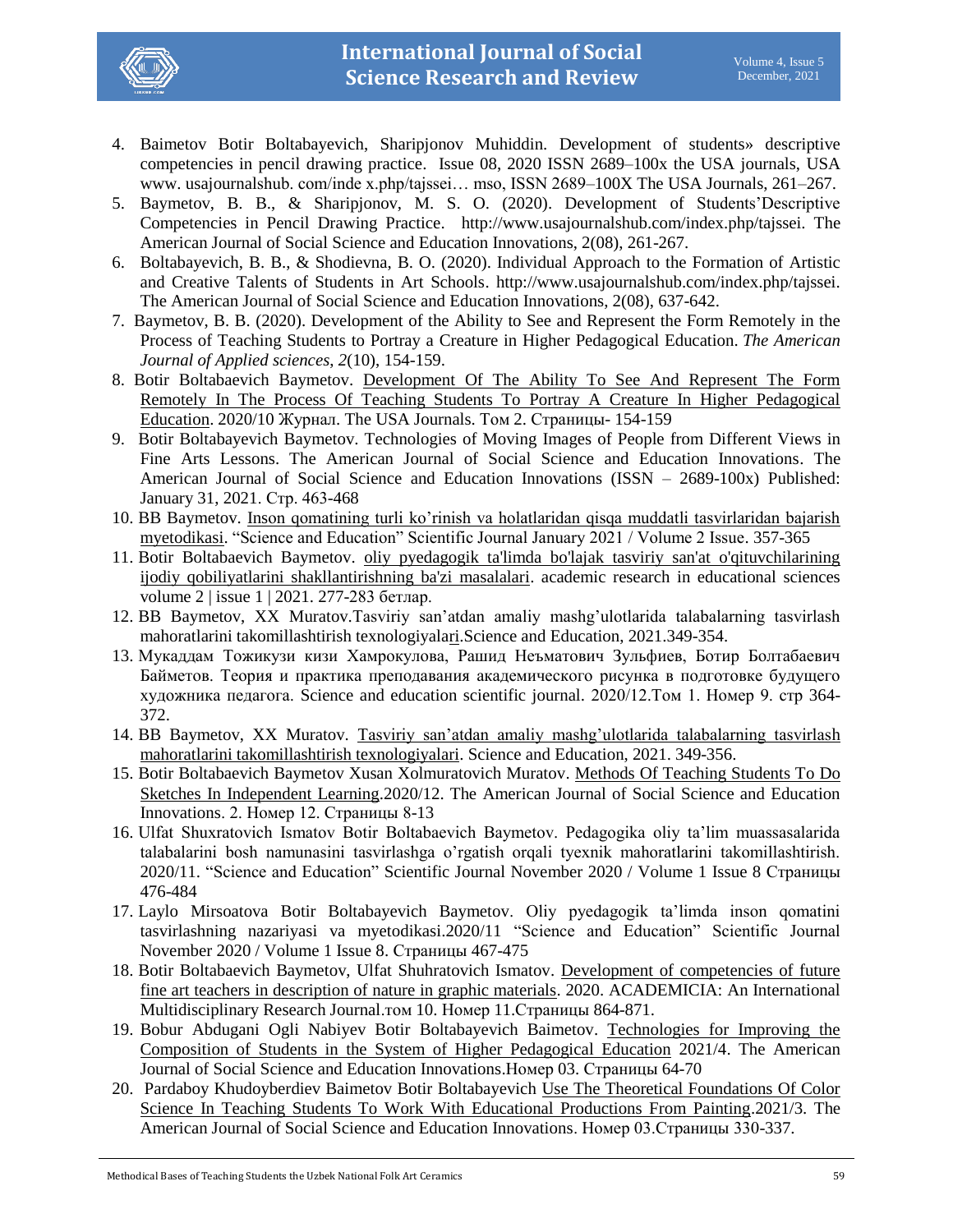4. Baimetov Botir Boltabayevich, Sharipjonov Muhiddin. Development of students» descriptive competencies in pencil drawing practice. Issue 08, 2020 ISSN 2689–100x the USA journals, USA www. usajournalshub. com/inde x.php/tajssei… mso, ISSN 2689–100X The USA Journals, 261–267.
5. Baymetov, B. B., & Sharipjonov, M. S. O. (2020). Development of Students'Descriptive Competencies in Pencil Drawing Practice. http://www.usajournalshub.com/index.php/tajssei. The American Journal of Social Science and Education Innovations, 2(08), 261-267.
6. Boltabayevich, B. B., & Shodievna, B. O. (2020). Individual Approach to the Formation of Artistic and Creative Talents of Students in Art Schools. http://www.usajournalshub.com/index.php/tajssei. The American Journal of Social Science and Education Innovations, 2(08), 637-642.
7. Baymetov, B. B. (2020). Development of the Ability to See and Represent the Form Remotely in the Process of Teaching Students to Portray a Creature in Higher Pedagogical Education. *The American Journal of Applied sciences*, *2*(10), 154-159.
8. Botir Boltabaevich Baymetov. Development Of The Ability To See And Represent The Form Remotely In The Process Of Teaching Students To Portray A Creature In Higher Pedagogical Education. 2020/10 Журнал. The USA Journals. Том 2. Страницы- 154-159
9. Botir Boltabayevich Baymetov. Technologies of Moving Images of People from Different Views in Fine Arts Lessons. The American Journal of Social Science and Education Innovations. The American Journal of Social Science and Education Innovations (ISSN – 2689-100x) Published: January 31, 2021. Стр. 463-468
10. BB Baymetov. Inson qomatining turli ko'rinish va holatlaridan qisqa muddatli tasvirlaridan bajarish myetodikasi. "Science and Education" Scientific Journal January 2021 / Volume 2 Issue. 357-365
11. Botir Boltabaevich Baymetov. oliy pyedagogik ta'limda bo'lajak tasviriy san'at o'qituvchilarining ijodiy qobiliyatlarini shakllantirishning ba'zi masalalari. academic research in educational sciences volume 2 | issue 1 | 2021. 277-283 бетлар.
12. BB Baymetov, XX Muratov.Tasviriy san'atdan amaliy mashg'ulotlarida talabalarning tasvirlash mahoratlarini takomillashtirish texnologiyalari.Science and Education, 2021.349-354.
13. Мукаддам Тожикузи кизи Хамрокулова, Рашид Неъматович Зульфиев, Ботир Болтабаевич Байметов. Теория и практика преподавания академического рисунка в подготовке будущего художника педагога. Science and education scientific journal. 2020/12.Том 1. Номер 9. стр 364-372.
14. BB Baymetov, XX Muratov. Tasviriy san'atdan amaliy mashg'ulotlarida talabalarning tasvirlash mahoratlarini takomillashtirish texnologiyalari. Science and Education, 2021. 349-356.
15. Botir Boltabaevich Baymetov Xusan Xolmuratovich Muratov. Methods Of Teaching Students To Do Sketches In Independent Learning.2020/12. The American Journal of Social Science and Education Innovations. 2. Номер 12. Страницы 8-13
16. Ulfat Shuxratovich Ismatov Botir Boltabaevich Baymetov. Pedagogika oliy ta'lim muassasalarida talabalarini bosh namunasini tasvirlashga o'rgatish orqali tyexnik mahoratlarini takomillashtirish. 2020/11. "Science and Education" Scientific Journal November 2020 / Volume 1 Issue 8 Страницы 476-484
17. Laylo Mirsoatova Botir Boltabayevich Baymetov. Oliy pyedagogik ta'limda inson qomatini tasvirlashning nazariyasi va myetodikasi.2020/11 "Science and Education" Scientific Journal November 2020 / Volume 1 Issue 8. Страницы 467-475
18. Botir Boltabaevich Baymetov, Ulfat Shuhratovich Ismatov. Development of competencies of future fine art teachers in description of nature in graphic materials. 2020. ACADEMICIA: An International Multidisciplinary Research Journal.том 10. Номер 11.Страницы 864-871.
19. Bobur Abdugani Ogli Nabiyev Botir Boltabayevich Baimetov. Technologies for Improving the Composition of Students in the System of Higher Pedagogical Education 2021/4. The American Journal of Social Science and Education Innovations.Номер 03. Страницы 64-70
20. Pardaboy Khudoyberdiev Baimetov Botir Boltabayevich Use The Theoretical Foundations Of Color Science In Teaching Students To Work With Educational Productions From Painting.2021/3. The American Journal of Social Science and Education Innovations. Номер 03.Страницы 330-337.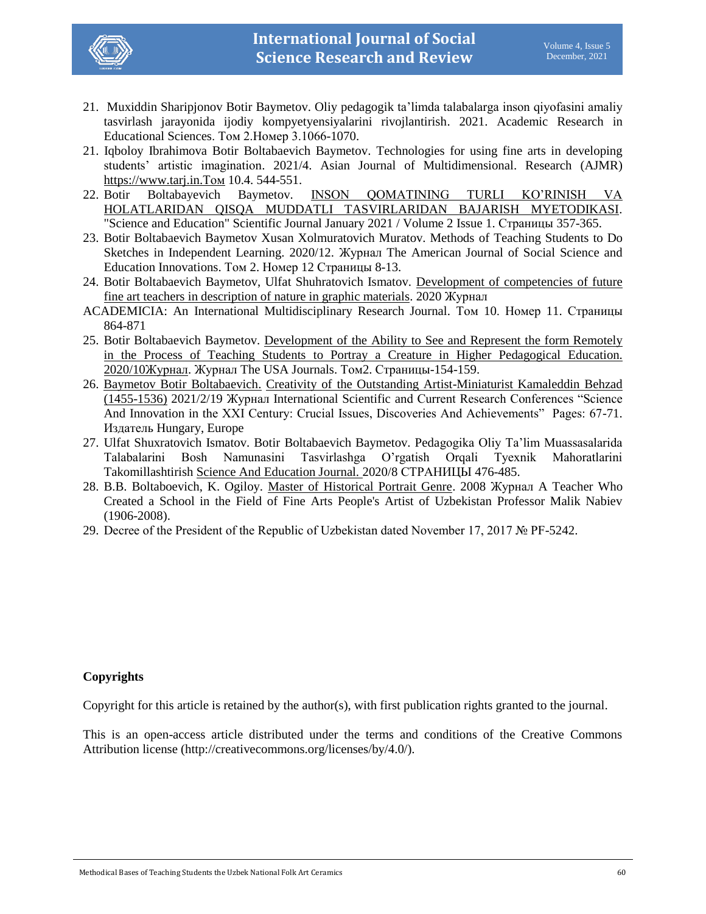21. Muxiddin Sharipjonov Botir Baymetov. Oliy pedagogik ta'limda talabalarga inson qiyofasini amaliy tasvirlash jarayonida ijodiy kompyetyensiyalarini rivojlantirish. 2021. Academic Research in Educational Sciences. Том 2.Номер 3.1066-1070.
21. Iqboloy Ibrahimova Botir Boltabaevich Baymetov. Technologies for using fine arts in developing students' artistic imagination. 2021/4. Asian Journal of Multidimensional. Research (AJMR) https://www.tarj.in.Том 10.4. 544-551.
22. Botir Boltabayevich Baymetov. INSON QOMATINING TURLI KO'RINISH VA HOLATLARIDAN QISQA MUDDATLI TASVIRLARIDAN BAJARISH MYETODIKASI. "Science and Education" Scientific Journal January 2021 / Volume 2 Issue 1. Страницы 357-365.
23. Botir Boltabaevich Baymetov Xusan Xolmuratovich Muratov. Methods of Teaching Students to Do Sketches in Independent Learning. 2020/12. Журнал The American Journal of Social Science and Education Innovations. Том 2. Номер 12 Страницы 8-13.
24. Botir Boltabaevich Baymetov, Ulfat Shuhratovich Ismatov. Development of competencies of future fine art teachers in description of nature in graphic materials. 2020 Журнал ACADEMICIA: An International Multidisciplinary Research Journal. Том 10. Номер 11. Страницы 864-871
25. Botir Boltabaevich Baymetov. Development of the Ability to See and Represent the form Remotely in the Process of Teaching Students to Portray a Creature in Higher Pedagogical Education. 2020/10Журнал. Журнал The USA Journals. Том2. Страницы-154-159.
26. Baymetov Botir Boltabaevich. Creativity of the Outstanding Artist-Miniaturist Kamaleddin Behzad (1455-1536) 2021/2/19 Журнал International Scientific and Current Research Conferences "Science And Innovation in the XXI Century: Crucial Issues, Discoveries And Achievements" Pages: 67-71. Издатель Hungary, Europe
27. Ulfat Shuxratovich Ismatov. Botir Boltabaevich Baymetov. Pedagogika Oliy Ta'lim Muassasalarida Talabalarini Bosh Namunasini Tasvirlashga O'rgatish Orqali Tyexnik Mahoratlarini Takomillashtirish Science And Education Journal. 2020/8 СТРАНИЦЫ 476-485.
28. B.B. Boltaboevich, K. Ogiloy. Master of Historical Portrait Genre. 2008 Журнал A Teacher Who Created a School in the Field of Fine Arts People's Artist of Uzbekistan Professor Malik Nabiev (1906-2008).
29. Decree of the President of the Republic of Uzbekistan dated November 17, 2017 № PF-5242.

**Copyrights**

Copyright for this article is retained by the author(s), with first publication rights granted to the journal.

This is an open-access article distributed under the terms and conditions of the Creative Commons Attribution license (http://creativecommons.org/licenses/by/4.0/).